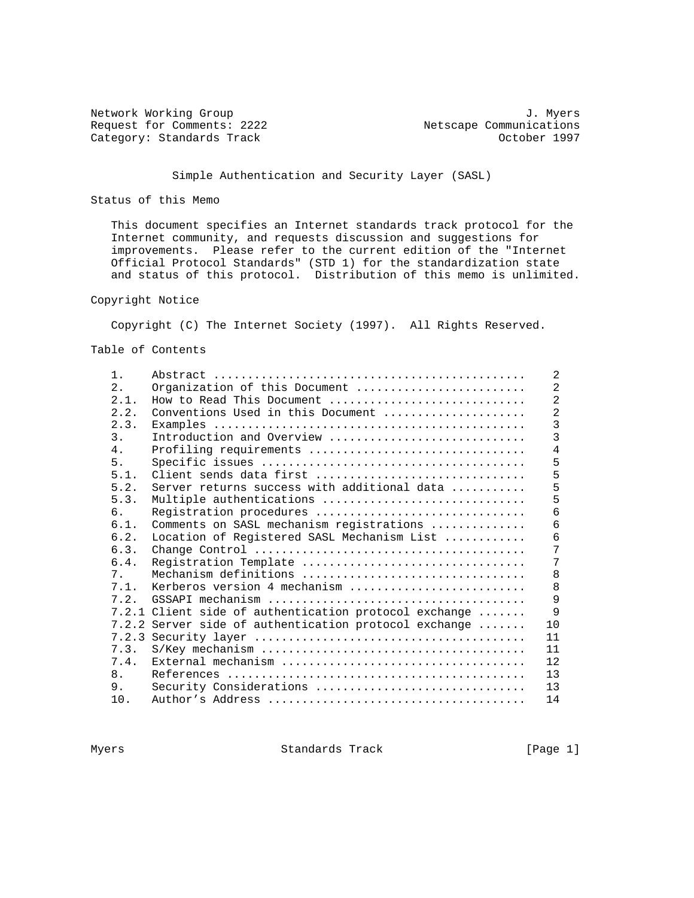Network Working Group J. Myers
Request for Comments: 2222 Netscape Communications
Category: Standards Track October 1997

# Simple Authentication and Security Layer (SASL)

## Status of this Memo

This document specifies an Internet standards track protocol for the Internet community, and requests discussion and suggestions for improvements. Please refer to the current edition of the "Internet Official Protocol Standards" (STD 1) for the standardization state and status of this protocol. Distribution of this memo is unlimited.

## Copyright Notice

Copyright (C) The Internet Society (1997). All Rights Reserved.

## Table of Contents

```
1.    Abstract ..............................................    2
2.    Organization of this Document .........................    2
2.1.  How to Read This Document .............................    2
2.2.  Conventions Used in this Document .....................    2
2.3.  Examples ..............................................    3
3.    Introduction and Overview .............................    3
4.    Profiling requirements ................................    4
5.    Specific issues .......................................    5
5.1.  Client sends data first ...............................    5
5.2.  Server returns success with additional data ...........    5
5.3.  Multiple authentications ..............................    5
6.    Registration procedures ...............................    6
6.1.  Comments on SASL mechanism registrations ..............    6
6.2.  Location of Registered SASL Mechanism List ............    6
6.3.  Change Control ........................................    7
6.4.  Registration Template .................................    7
7.    Mechanism definitions .................................    8
7.1.  Kerberos version 4 mechanism ..........................    8
7.2.  GSSAPI mechanism ......................................    9
7.2.1 Client side of authentication protocol exchange .......    9
7.2.2 Server side of authentication protocol exchange .......   10
7.2.3 Security layer ........................................   11
7.3.  S/Key mechanism .......................................   11
7.4.  External mechanism ....................................   12
8.    References ............................................   13
9.    Security Considerations ...............................   13
10.   Author's Address ......................................   14
```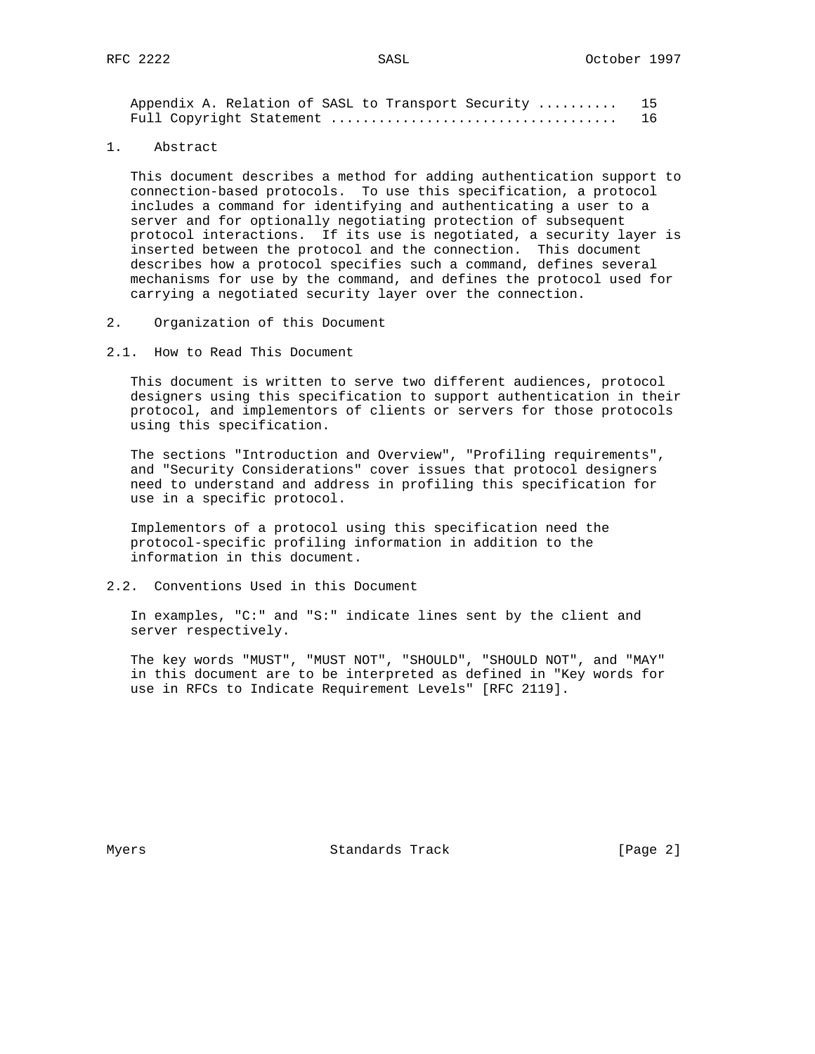Appendix A. Relation of SASL to Transport Security .......... 15
Full Copyright Statement .................................... 16

# 1. Abstract

This document describes a method for adding authentication support to connection-based protocols. To use this specification, a protocol includes a command for identifying and authenticating a user to a server and for optionally negotiating protection of subsequent protocol interactions. If its use is negotiated, a security layer is inserted between the protocol and the connection. This document describes how a protocol specifies such a command, defines several mechanisms for use by the command, and defines the protocol used for carrying a negotiated security layer over the connection.

# 2. Organization of this Document

## 2.1. How to Read This Document

This document is written to serve two different audiences, protocol designers using this specification to support authentication in their protocol, and implementors of clients or servers for those protocols using this specification.

The sections "Introduction and Overview", "Profiling requirements", and "Security Considerations" cover issues that protocol designers need to understand and address in profiling this specification for use in a specific protocol.

Implementors of a protocol using this specification need the protocol-specific profiling information in addition to the information in this document.

## 2.2. Conventions Used in this Document

In examples, "C:" and "S:" indicate lines sent by the client and server respectively.

The key words "MUST", "MUST NOT", "SHOULD", "SHOULD NOT", and "MAY" in this document are to be interpreted as defined in "Key words for use in RFCs to Indicate Requirement Levels" [RFC 2119].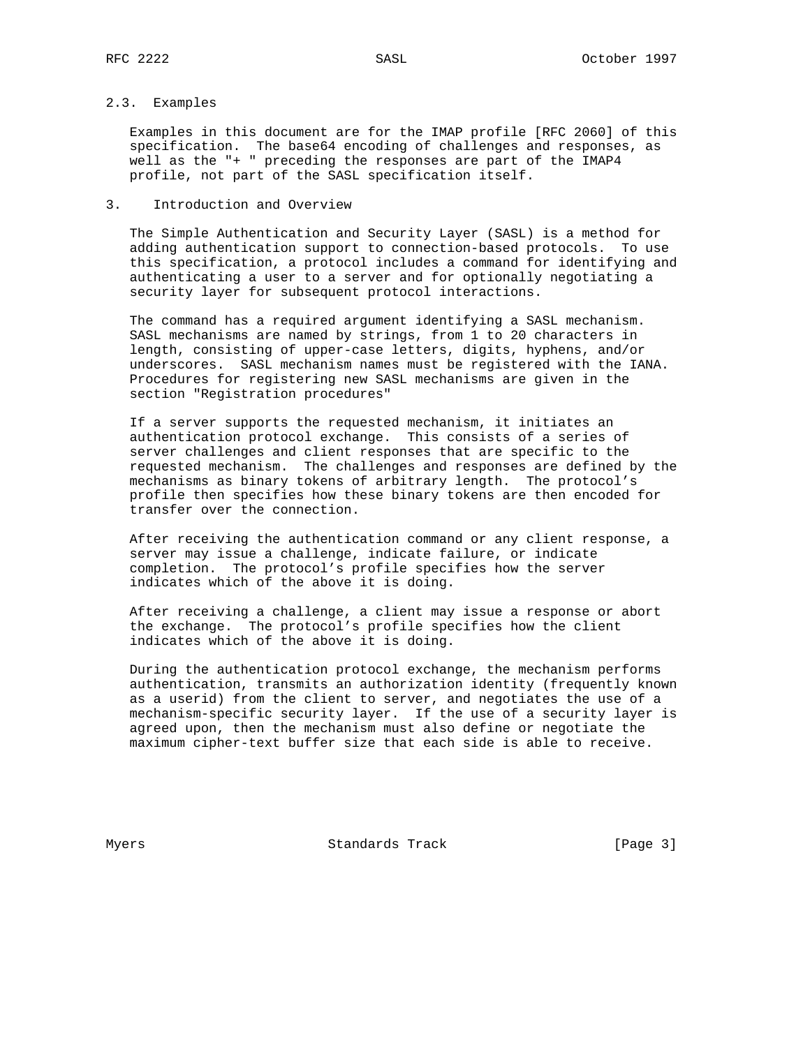## 2.3. Examples

Examples in this document are for the IMAP profile [RFC 2060] of this specification. The base64 encoding of challenges and responses, as well as the "+ " preceding the responses are part of the IMAP4 profile, not part of the SASL specification itself.

# 3. Introduction and Overview

The Simple Authentication and Security Layer (SASL) is a method for adding authentication support to connection-based protocols. To use this specification, a protocol includes a command for identifying and authenticating a user to a server and for optionally negotiating a security layer for subsequent protocol interactions.

The command has a required argument identifying a SASL mechanism. SASL mechanisms are named by strings, from 1 to 20 characters in length, consisting of upper-case letters, digits, hyphens, and/or underscores. SASL mechanism names must be registered with the IANA. Procedures for registering new SASL mechanisms are given in the section "Registration procedures"

If a server supports the requested mechanism, it initiates an authentication protocol exchange. This consists of a series of server challenges and client responses that are specific to the requested mechanism. The challenges and responses are defined by the mechanisms as binary tokens of arbitrary length. The protocol's profile then specifies how these binary tokens are then encoded for transfer over the connection.

After receiving the authentication command or any client response, a server may issue a challenge, indicate failure, or indicate completion. The protocol's profile specifies how the server indicates which of the above it is doing.

After receiving a challenge, a client may issue a response or abort the exchange. The protocol's profile specifies how the client indicates which of the above it is doing.

During the authentication protocol exchange, the mechanism performs authentication, transmits an authorization identity (frequently known as a userid) from the client to server, and negotiates the use of a mechanism-specific security layer. If the use of a security layer is agreed upon, then the mechanism must also define or negotiate the maximum cipher-text buffer size that each side is able to receive.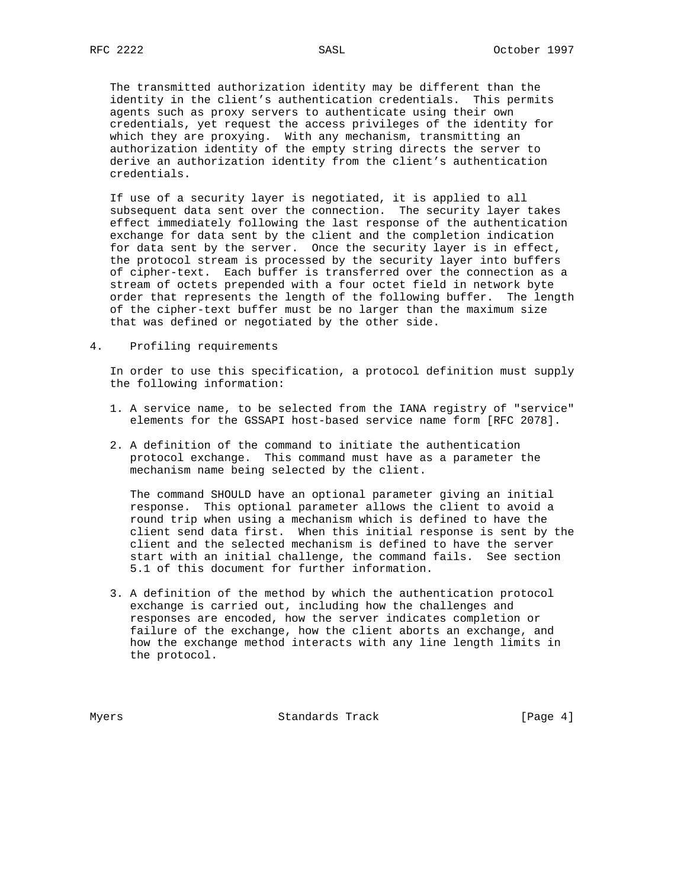The transmitted authorization identity may be different than the identity in the client's authentication credentials. This permits agents such as proxy servers to authenticate using their own credentials, yet request the access privileges of the identity for which they are proxying. With any mechanism, transmitting an authorization identity of the empty string directs the server to derive an authorization identity from the client's authentication credentials.

If use of a security layer is negotiated, it is applied to all subsequent data sent over the connection. The security layer takes effect immediately following the last response of the authentication exchange for data sent by the client and the completion indication for data sent by the server. Once the security layer is in effect, the protocol stream is processed by the security layer into buffers of cipher-text. Each buffer is transferred over the connection as a stream of octets prepended with a four octet field in network byte order that represents the length of the following buffer. The length of the cipher-text buffer must be no larger than the maximum size that was defined or negotiated by the other side.

## 4. Profiling requirements

In order to use this specification, a protocol definition must supply the following information:

1. A service name, to be selected from the IANA registry of "service" elements for the GSSAPI host-based service name form [RFC 2078].

2. A definition of the command to initiate the authentication protocol exchange. This command must have as a parameter the mechanism name being selected by the client.

   The command SHOULD have an optional parameter giving an initial response. This optional parameter allows the client to avoid a round trip when using a mechanism which is defined to have the client send data first. When this initial response is sent by the client and the selected mechanism is defined to have the server start with an initial challenge, the command fails. See section 5.1 of this document for further information.

3. A definition of the method by which the authentication protocol exchange is carried out, including how the challenges and responses are encoded, how the server indicates completion or failure of the exchange, how the client aborts an exchange, and how the exchange method interacts with any line length limits in the protocol.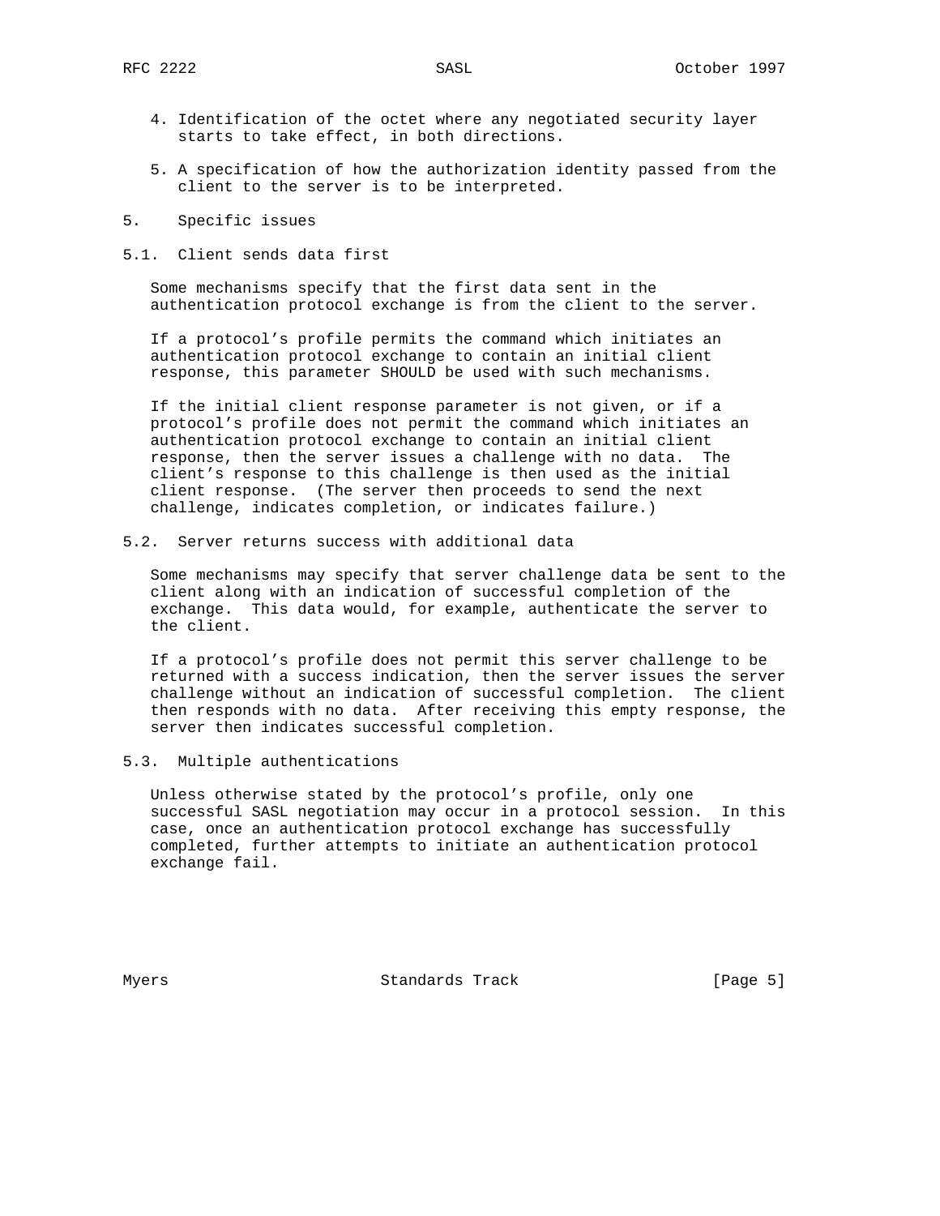4. Identification of the octet where any negotiated security layer starts to take effect, in both directions.

5. A specification of how the authorization identity passed from the client to the server is to be interpreted.

## 5. Specific issues

### 5.1. Client sends data first

Some mechanisms specify that the first data sent in the authentication protocol exchange is from the client to the server.

If a protocol's profile permits the command which initiates an authentication protocol exchange to contain an initial client response, this parameter SHOULD be used with such mechanisms.

If the initial client response parameter is not given, or if a protocol's profile does not permit the command which initiates an authentication protocol exchange to contain an initial client response, then the server issues a challenge with no data. The client's response to this challenge is then used as the initial client response. (The server then proceeds to send the next challenge, indicates completion, or indicates failure.)

### 5.2. Server returns success with additional data

Some mechanisms may specify that server challenge data be sent to the client along with an indication of successful completion of the exchange. This data would, for example, authenticate the server to the client.

If a protocol's profile does not permit this server challenge to be returned with a success indication, then the server issues the server challenge without an indication of successful completion. The client then responds with no data. After receiving this empty response, the server then indicates successful completion.

### 5.3. Multiple authentications

Unless otherwise stated by the protocol's profile, only one successful SASL negotiation may occur in a protocol session. In this case, once an authentication protocol exchange has successfully completed, further attempts to initiate an authentication protocol exchange fail.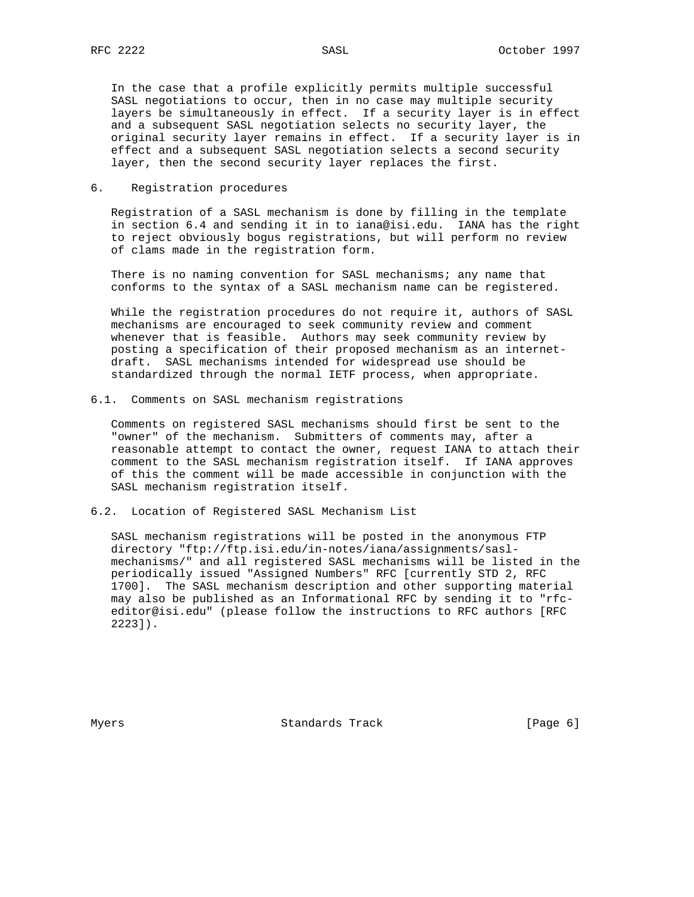In the case that a profile explicitly permits multiple successful SASL negotiations to occur, then in no case may multiple security layers be simultaneously in effect. If a security layer is in effect and a subsequent SASL negotiation selects no security layer, the original security layer remains in effect. If a security layer is in effect and a subsequent SASL negotiation selects a second security layer, then the second security layer replaces the first.

## 6. Registration procedures

Registration of a SASL mechanism is done by filling in the template in section 6.4 and sending it in to iana@isi.edu. IANA has the right to reject obviously bogus registrations, but will perform no review of clams made in the registration form.

There is no naming convention for SASL mechanisms; any name that conforms to the syntax of a SASL mechanism name can be registered.

While the registration procedures do not require it, authors of SASL mechanisms are encouraged to seek community review and comment whenever that is feasible. Authors may seek community review by posting a specification of their proposed mechanism as an internet-draft. SASL mechanisms intended for widespread use should be standardized through the normal IETF process, when appropriate.

### 6.1. Comments on SASL mechanism registrations

Comments on registered SASL mechanisms should first be sent to the "owner" of the mechanism. Submitters of comments may, after a reasonable attempt to contact the owner, request IANA to attach their comment to the SASL mechanism registration itself. If IANA approves of this the comment will be made accessible in conjunction with the SASL mechanism registration itself.

### 6.2. Location of Registered SASL Mechanism List

SASL mechanism registrations will be posted in the anonymous FTP directory "ftp://ftp.isi.edu/in-notes/iana/assignments/sasl-mechanisms/" and all registered SASL mechanisms will be listed in the periodically issued "Assigned Numbers" RFC [currently STD 2, RFC 1700]. The SASL mechanism description and other supporting material may also be published as an Informational RFC by sending it to "rfc-editor@isi.edu" (please follow the instructions to RFC authors [RFC 2223]).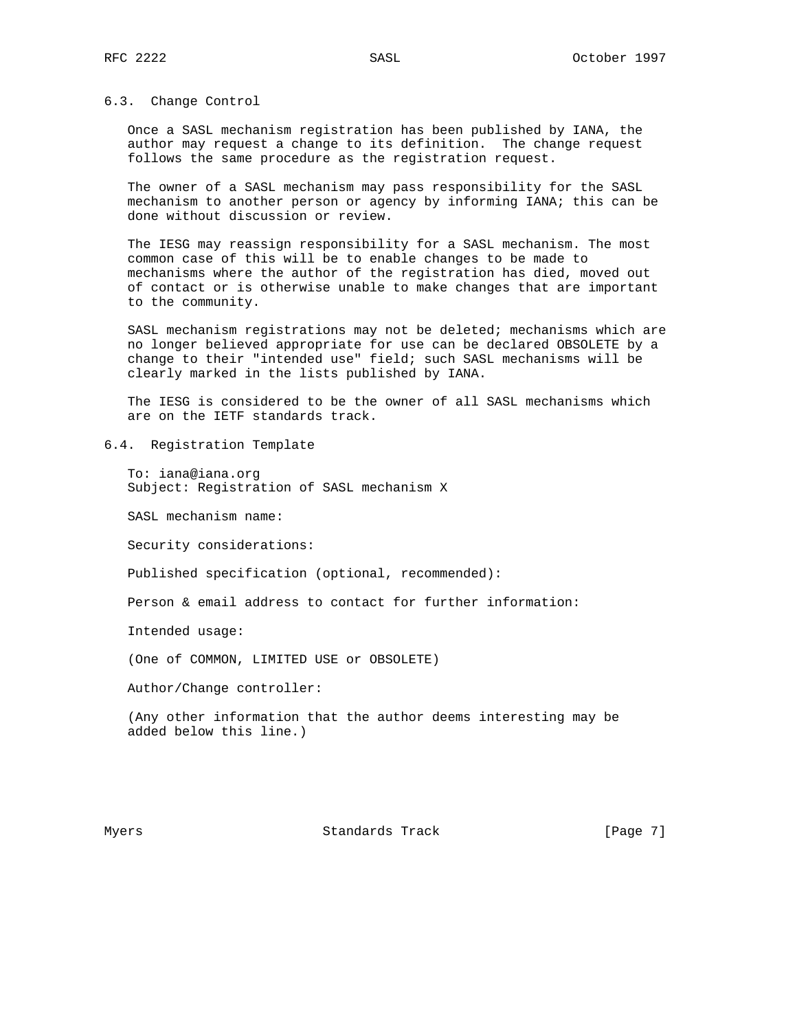### 6.3. Change Control

Once a SASL mechanism registration has been published by IANA, the author may request a change to its definition. The change request follows the same procedure as the registration request.

The owner of a SASL mechanism may pass responsibility for the SASL mechanism to another person or agency by informing IANA; this can be done without discussion or review.

The IESG may reassign responsibility for a SASL mechanism. The most common case of this will be to enable changes to be made to mechanisms where the author of the registration has died, moved out of contact or is otherwise unable to make changes that are important to the community.

SASL mechanism registrations may not be deleted; mechanisms which are no longer believed appropriate for use can be declared OBSOLETE by a change to their "intended use" field; such SASL mechanisms will be clearly marked in the lists published by IANA.

The IESG is considered to be the owner of all SASL mechanisms which are on the IETF standards track.

### 6.4. Registration Template

```
To: iana@iana.org
Subject: Registration of SASL mechanism X

SASL mechanism name:

Security considerations:

Published specification (optional, recommended):

Person & email address to contact for further information:

Intended usage:

(One of COMMON, LIMITED USE or OBSOLETE)

Author/Change controller:

(Any other information that the author deems interesting may be
added below this line.)
```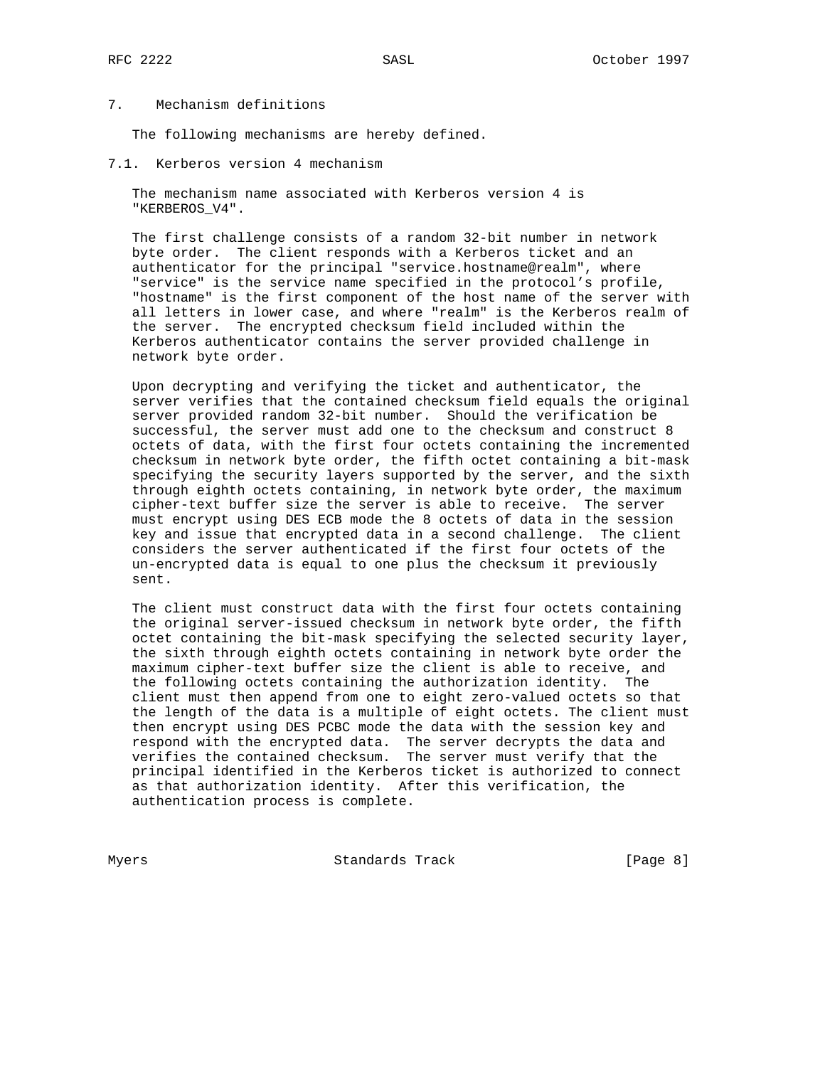# 7. Mechanism definitions

The following mechanisms are hereby defined.

## 7.1. Kerberos version 4 mechanism

The mechanism name associated with Kerberos version 4 is "KERBEROS_V4".

The first challenge consists of a random 32-bit number in network byte order. The client responds with a Kerberos ticket and an authenticator for the principal "service.hostname@realm", where "service" is the service name specified in the protocol's profile, "hostname" is the first component of the host name of the server with all letters in lower case, and where "realm" is the Kerberos realm of the server. The encrypted checksum field included within the Kerberos authenticator contains the server provided challenge in network byte order.

Upon decrypting and verifying the ticket and authenticator, the server verifies that the contained checksum field equals the original server provided random 32-bit number. Should the verification be successful, the server must add one to the checksum and construct 8 octets of data, with the first four octets containing the incremented checksum in network byte order, the fifth octet containing a bit-mask specifying the security layers supported by the server, and the sixth through eighth octets containing, in network byte order, the maximum cipher-text buffer size the server is able to receive. The server must encrypt using DES ECB mode the 8 octets of data in the session key and issue that encrypted data in a second challenge. The client considers the server authenticated if the first four octets of the un-encrypted data is equal to one plus the checksum it previously sent.

The client must construct data with the first four octets containing the original server-issued checksum in network byte order, the fifth octet containing the bit-mask specifying the selected security layer, the sixth through eighth octets containing in network byte order the maximum cipher-text buffer size the client is able to receive, and the following octets containing the authorization identity. The client must then append from one to eight zero-valued octets so that the length of the data is a multiple of eight octets. The client must then encrypt using DES PCBC mode the data with the session key and respond with the encrypted data. The server decrypts the data and verifies the contained checksum. The server must verify that the principal identified in the Kerberos ticket is authorized to connect as that authorization identity. After this verification, the authentication process is complete.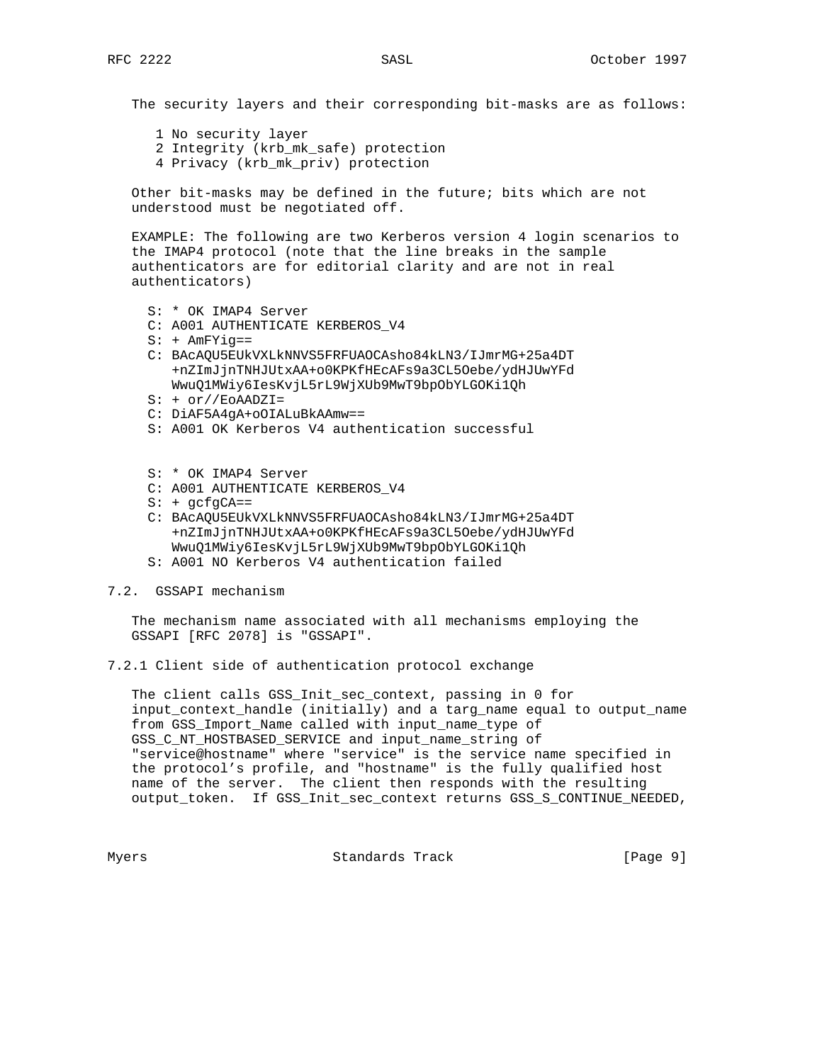The security layers and their corresponding bit-masks are as follows:

```
1 No security layer
2 Integrity (krb_mk_safe) protection
4 Privacy (krb_mk_priv) protection
```

Other bit-masks may be defined in the future; bits which are not understood must be negotiated off.

EXAMPLE: The following are two Kerberos version 4 login scenarios to the IMAP4 protocol (note that the line breaks in the sample authenticators are for editorial clarity and are not in real authenticators)

```
S: * OK IMAP4 Server
C: A001 AUTHENTICATE KERBEROS_V4
S: + AmFYig==
C: BAcAQU5EUkVXLkNNVS5FRFUAOCAsho84kLN3/IJmrMG+25a4DT
   +nZImJjnTNHJUtxAA+o0KPKfHEcAFs9a3CL5Oebe/ydHJUwYFd
   WwuQ1MWiy6IesKvjL5rL9WjXUb9MwT9bpObYLGOKi1Qh
S: + or//EoAADZI=
C: DiAF5A4gA+oOIALuBkAAmw==
S: A001 OK Kerberos V4 authentication successful


S: * OK IMAP4 Server
C: A001 AUTHENTICATE KERBEROS_V4
S: + gcfgCA==
C: BAcAQU5EUkVXLkNNVS5FRFUAOCAsho84kLN3/IJmrMG+25a4DT
   +nZImJjnTNHJUtxAA+o0KPKfHEcAFs9a3CL5Oebe/ydHJUwYFd
   WwuQ1MWiy6IesKvjL5rL9WjXUb9MwT9bpObYLGOKi1Qh
S: A001 NO Kerberos V4 authentication failed
```

## 7.2. GSSAPI mechanism

The mechanism name associated with all mechanisms employing the GSSAPI [RFC 2078] is "GSSAPI".

### 7.2.1 Client side of authentication protocol exchange

The client calls GSS_Init_sec_context, passing in 0 for input_context_handle (initially) and a targ_name equal to output_name from GSS_Import_Name called with input_name_type of GSS_C_NT_HOSTBASED_SERVICE and input_name_string of "service@hostname" where "service" is the service name specified in the protocol's profile, and "hostname" is the fully qualified host name of the server. The client then responds with the resulting output_token. If GSS_Init_sec_context returns GSS_S_CONTINUE_NEEDED,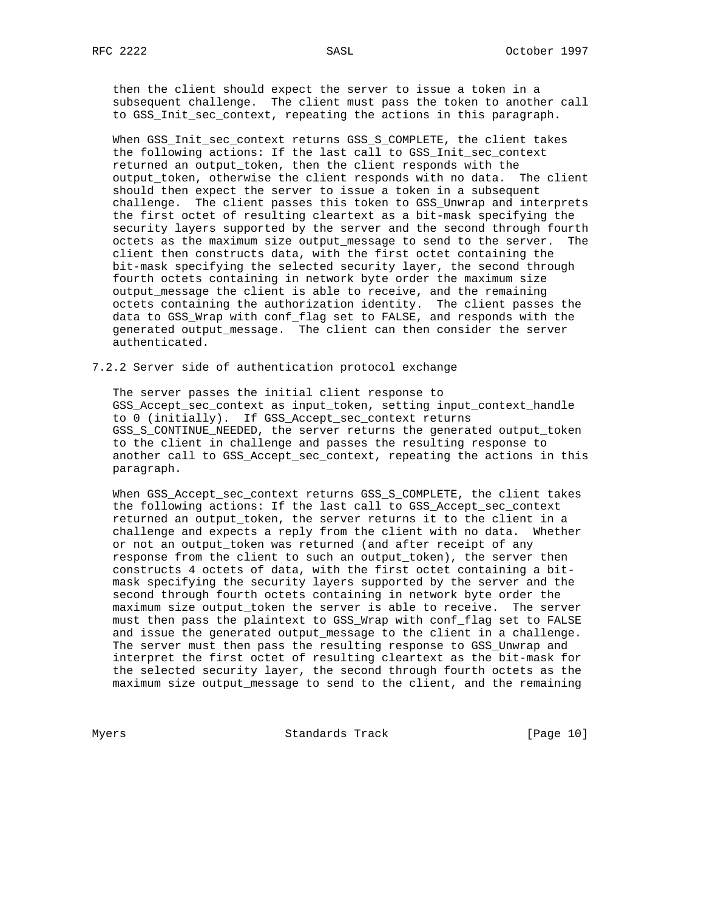then the client should expect the server to issue a token in a subsequent challenge. The client must pass the token to another call to GSS_Init_sec_context, repeating the actions in this paragraph.

When GSS_Init_sec_context returns GSS_S_COMPLETE, the client takes the following actions: If the last call to GSS_Init_sec_context returned an output_token, then the client responds with the output_token, otherwise the client responds with no data. The client should then expect the server to issue a token in a subsequent challenge. The client passes this token to GSS_Unwrap and interprets the first octet of resulting cleartext as a bit-mask specifying the security layers supported by the server and the second through fourth octets as the maximum size output_message to send to the server. The client then constructs data, with the first octet containing the bit-mask specifying the selected security layer, the second through fourth octets containing in network byte order the maximum size output_message the client is able to receive, and the remaining octets containing the authorization identity. The client passes the data to GSS_Wrap with conf_flag set to FALSE, and responds with the generated output_message. The client can then consider the server authenticated.

### 7.2.2 Server side of authentication protocol exchange

The server passes the initial client response to GSS_Accept_sec_context as input_token, setting input_context_handle to 0 (initially). If GSS_Accept_sec_context returns GSS_S_CONTINUE_NEEDED, the server returns the generated output_token to the client in challenge and passes the resulting response to another call to GSS_Accept_sec_context, repeating the actions in this paragraph.

When GSS_Accept_sec_context returns GSS_S_COMPLETE, the client takes the following actions: If the last call to GSS_Accept_sec_context returned an output_token, the server returns it to the client in a challenge and expects a reply from the client with no data. Whether or not an output_token was returned (and after receipt of any response from the client to such an output_token), the server then constructs 4 octets of data, with the first octet containing a bit-mask specifying the security layers supported by the server and the second through fourth octets containing in network byte order the maximum size output_token the server is able to receive. The server must then pass the plaintext to GSS_Wrap with conf_flag set to FALSE and issue the generated output_message to the client in a challenge. The server must then pass the resulting response to GSS_Unwrap and interpret the first octet of resulting cleartext as the bit-mask for the selected security layer, the second through fourth octets as the maximum size output_message to send to the client, and the remaining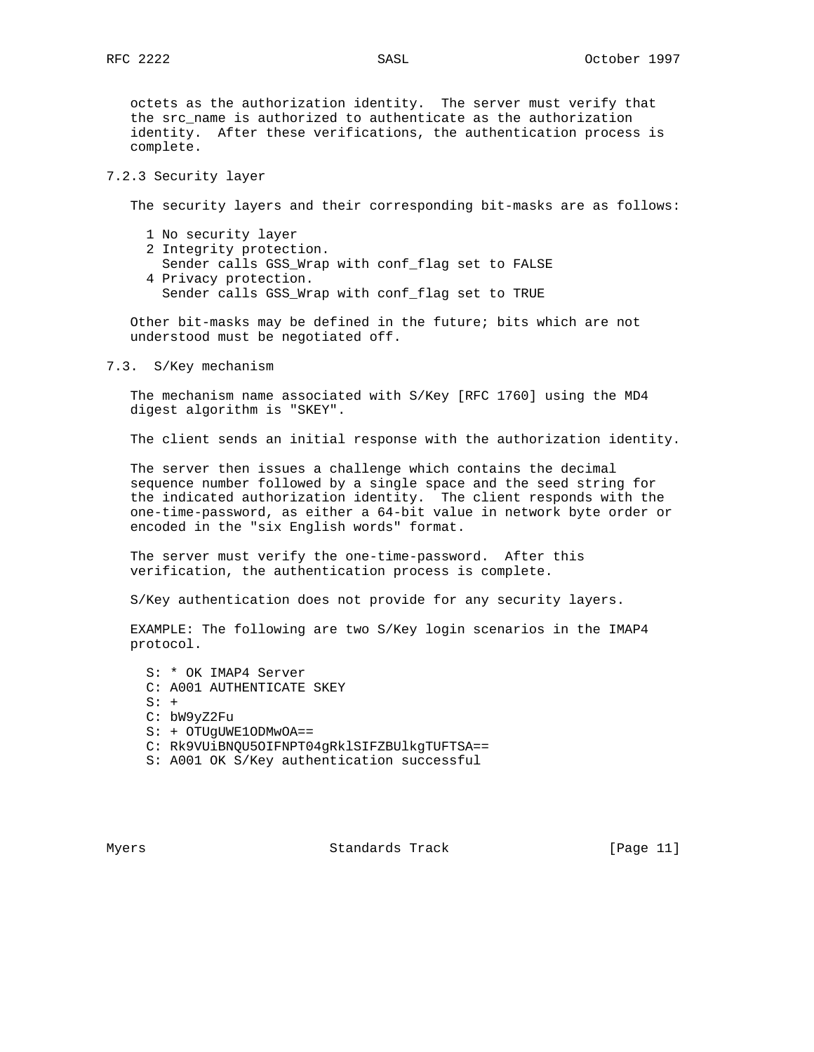octets as the authorization identity. The server must verify that the src_name is authorized to authenticate as the authorization identity. After these verifications, the authentication process is complete.

### 7.2.3 Security layer

The security layers and their corresponding bit-masks are as follows:

```
1 No security layer
2 Integrity protection.
  Sender calls GSS_Wrap with conf_flag set to FALSE
4 Privacy protection.
  Sender calls GSS_Wrap with conf_flag set to TRUE
```

Other bit-masks may be defined in the future; bits which are not understood must be negotiated off.

## 7.3. S/Key mechanism

The mechanism name associated with S/Key [RFC 1760] using the MD4 digest algorithm is "SKEY".

The client sends an initial response with the authorization identity.

The server then issues a challenge which contains the decimal sequence number followed by a single space and the seed string for the indicated authorization identity. The client responds with the one-time-password, as either a 64-bit value in network byte order or encoded in the "six English words" format.

The server must verify the one-time-password. After this verification, the authentication process is complete.

S/Key authentication does not provide for any security layers.

EXAMPLE: The following are two S/Key login scenarios in the IMAP4 protocol.

```
S: * OK IMAP4 Server
C: A001 AUTHENTICATE SKEY
S: +
C: bW9yZ2Fu
S: + OTUgUWE1ODMwOA==
C: Rk9VUiBNQU5OIFNPT04gRklSIFZBUlkgTUFTSA==
S: A001 OK S/Key authentication successful
```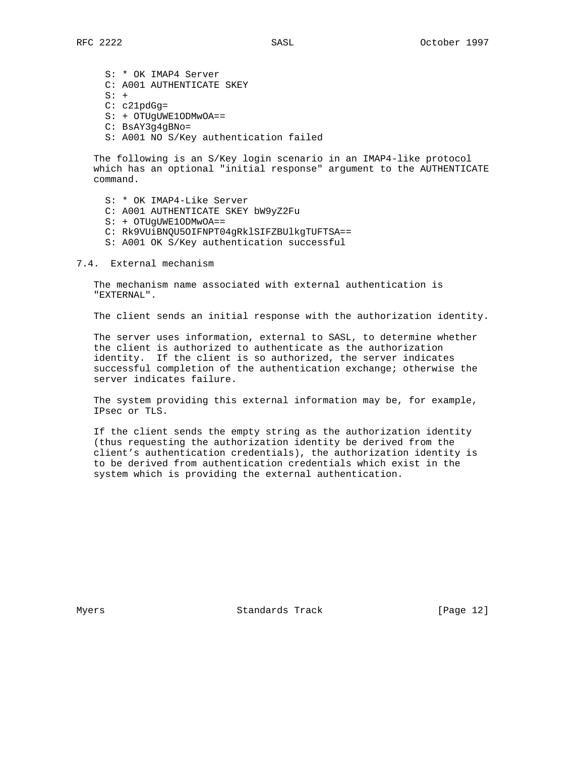```
S: * OK IMAP4 Server
C: A001 AUTHENTICATE SKEY
S: +
C: c21pdGg=
S: + OTUgUWE1ODMwOA==
C: BsAY3g4gBNo=
S: A001 NO S/Key authentication failed
```

The following is an S/Key login scenario in an IMAP4-like protocol which has an optional "initial response" argument to the AUTHENTICATE command.

```
S: * OK IMAP4-Like Server
C: A001 AUTHENTICATE SKEY bW9yZ2Fu
S: + OTUgUWE1ODMwOA==
C: Rk9VUiBNQU5OIFNPT04gRklSIFZBUlkgTUFTSA==
S: A001 OK S/Key authentication successful
```

## 7.4. External mechanism

The mechanism name associated with external authentication is "EXTERNAL".

The client sends an initial response with the authorization identity.

The server uses information, external to SASL, to determine whether the client is authorized to authenticate as the authorization identity. If the client is so authorized, the server indicates successful completion of the authentication exchange; otherwise the server indicates failure.

The system providing this external information may be, for example, IPsec or TLS.

If the client sends the empty string as the authorization identity (thus requesting the authorization identity be derived from the client's authentication credentials), the authorization identity is to be derived from authentication credentials which exist in the system which is providing the external authentication.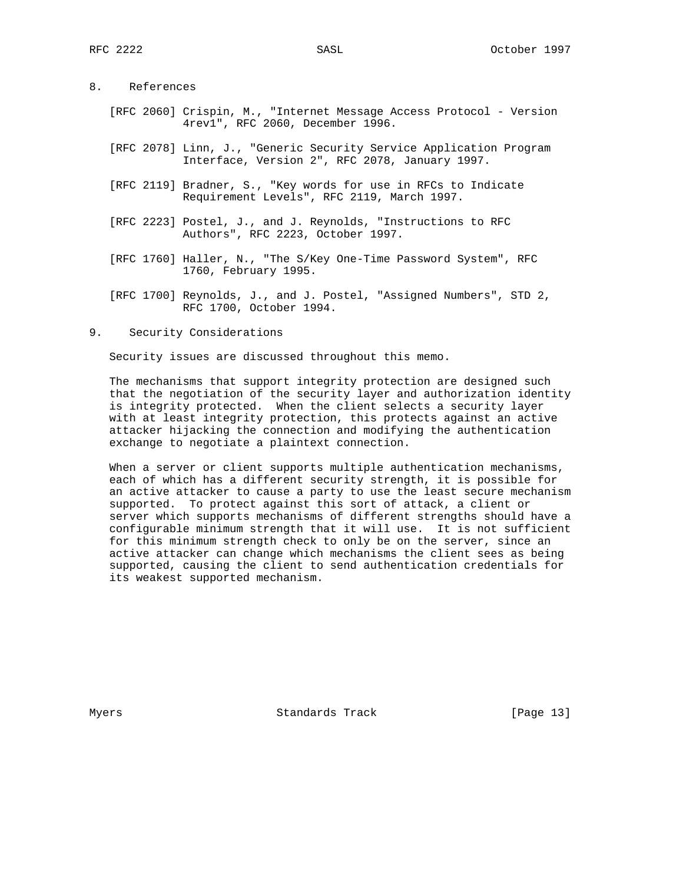## 8. References

[RFC 2060] Crispin, M., "Internet Message Access Protocol - Version 4rev1", RFC 2060, December 1996.

[RFC 2078] Linn, J., "Generic Security Service Application Program Interface, Version 2", RFC 2078, January 1997.

[RFC 2119] Bradner, S., "Key words for use in RFCs to Indicate Requirement Levels", RFC 2119, March 1997.

[RFC 2223] Postel, J., and J. Reynolds, "Instructions to RFC Authors", RFC 2223, October 1997.

[RFC 1760] Haller, N., "The S/Key One-Time Password System", RFC 1760, February 1995.

[RFC 1700] Reynolds, J., and J. Postel, "Assigned Numbers", STD 2, RFC 1700, October 1994.

## 9. Security Considerations

Security issues are discussed throughout this memo.

The mechanisms that support integrity protection are designed such that the negotiation of the security layer and authorization identity is integrity protected. When the client selects a security layer with at least integrity protection, this protects against an active attacker hijacking the connection and modifying the authentication exchange to negotiate a plaintext connection.

When a server or client supports multiple authentication mechanisms, each of which has a different security strength, it is possible for an active attacker to cause a party to use the least secure mechanism supported. To protect against this sort of attack, a client or server which supports mechanisms of different strengths should have a configurable minimum strength that it will use. It is not sufficient for this minimum strength check to only be on the server, since an active attacker can change which mechanisms the client sees as being supported, causing the client to send authentication credentials for its weakest supported mechanism.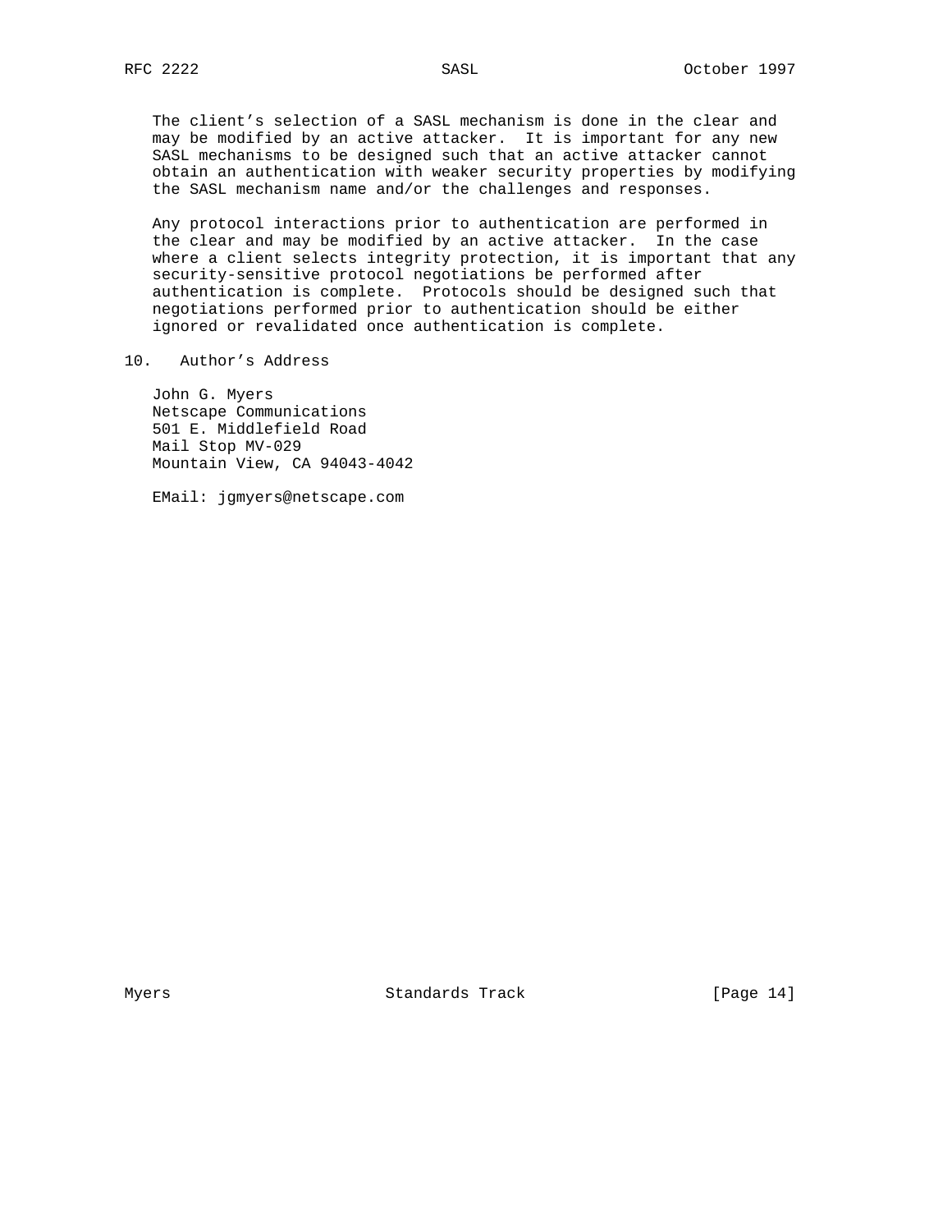The client's selection of a SASL mechanism is done in the clear and may be modified by an active attacker. It is important for any new SASL mechanisms to be designed such that an active attacker cannot obtain an authentication with weaker security properties by modifying the SASL mechanism name and/or the challenges and responses.

Any protocol interactions prior to authentication are performed in the clear and may be modified by an active attacker. In the case where a client selects integrity protection, it is important that any security-sensitive protocol negotiations be performed after authentication is complete. Protocols should be designed such that negotiations performed prior to authentication should be either ignored or revalidated once authentication is complete.

## 10. Author's Address

John G. Myers
Netscape Communications
501 E. Middlefield Road
Mail Stop MV-029
Mountain View, CA 94043-4042

EMail: jgmyers@netscape.com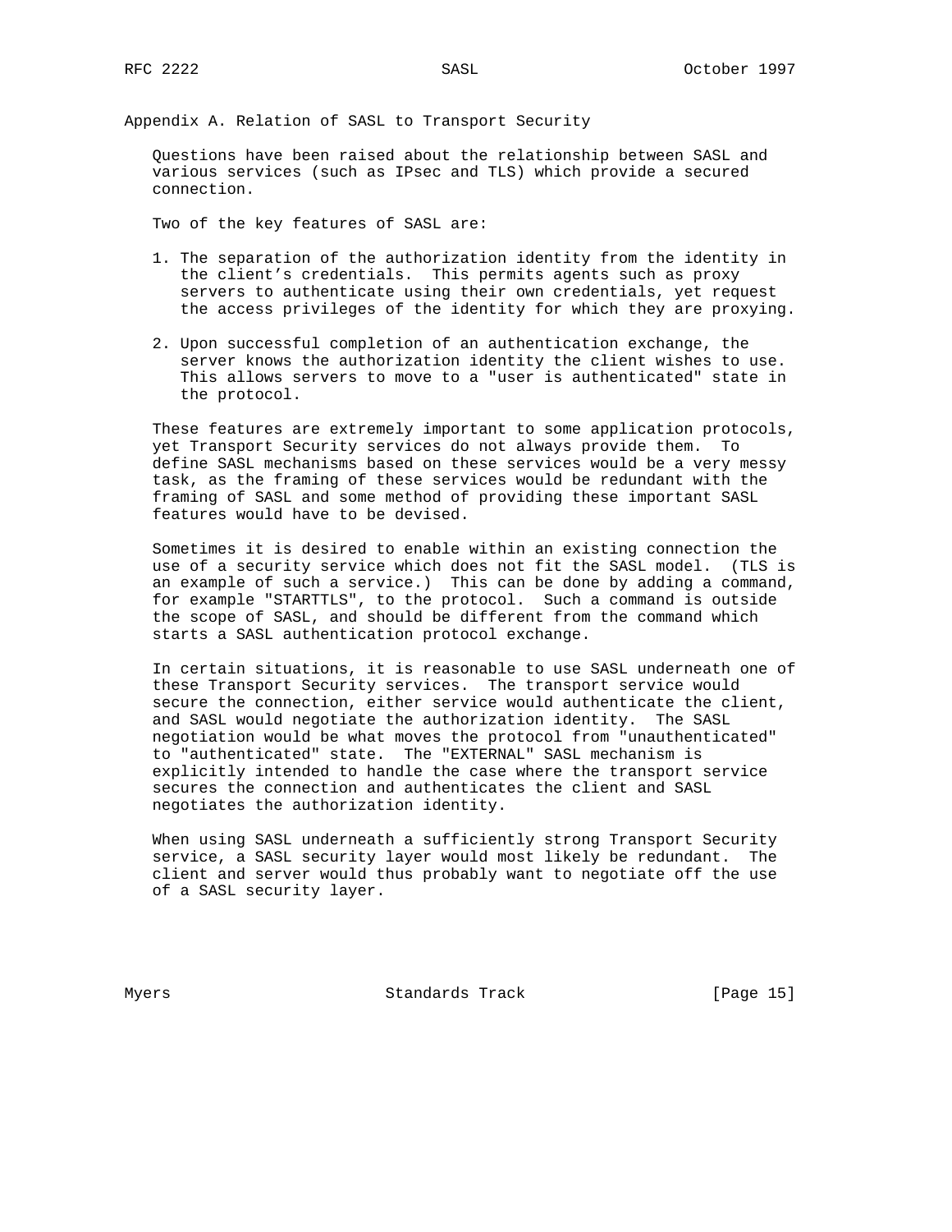# Appendix A. Relation of SASL to Transport Security

Questions have been raised about the relationship between SASL and various services (such as IPsec and TLS) which provide a secured connection.

Two of the key features of SASL are:

1. The separation of the authorization identity from the identity in the client's credentials. This permits agents such as proxy servers to authenticate using their own credentials, yet request the access privileges of the identity for which they are proxying.

2. Upon successful completion of an authentication exchange, the server knows the authorization identity the client wishes to use. This allows servers to move to a "user is authenticated" state in the protocol.

These features are extremely important to some application protocols, yet Transport Security services do not always provide them. To define SASL mechanisms based on these services would be a very messy task, as the framing of these services would be redundant with the framing of SASL and some method of providing these important SASL features would have to be devised.

Sometimes it is desired to enable within an existing connection the use of a security service which does not fit the SASL model. (TLS is an example of such a service.) This can be done by adding a command, for example "STARTTLS", to the protocol. Such a command is outside the scope of SASL, and should be different from the command which starts a SASL authentication protocol exchange.

In certain situations, it is reasonable to use SASL underneath one of these Transport Security services. The transport service would secure the connection, either service would authenticate the client, and SASL would negotiate the authorization identity. The SASL negotiation would be what moves the protocol from "unauthenticated" to "authenticated" state. The "EXTERNAL" SASL mechanism is explicitly intended to handle the case where the transport service secures the connection and authenticates the client and SASL negotiates the authorization identity.

When using SASL underneath a sufficiently strong Transport Security service, a SASL security layer would most likely be redundant. The client and server would thus probably want to negotiate off the use of a SASL security layer.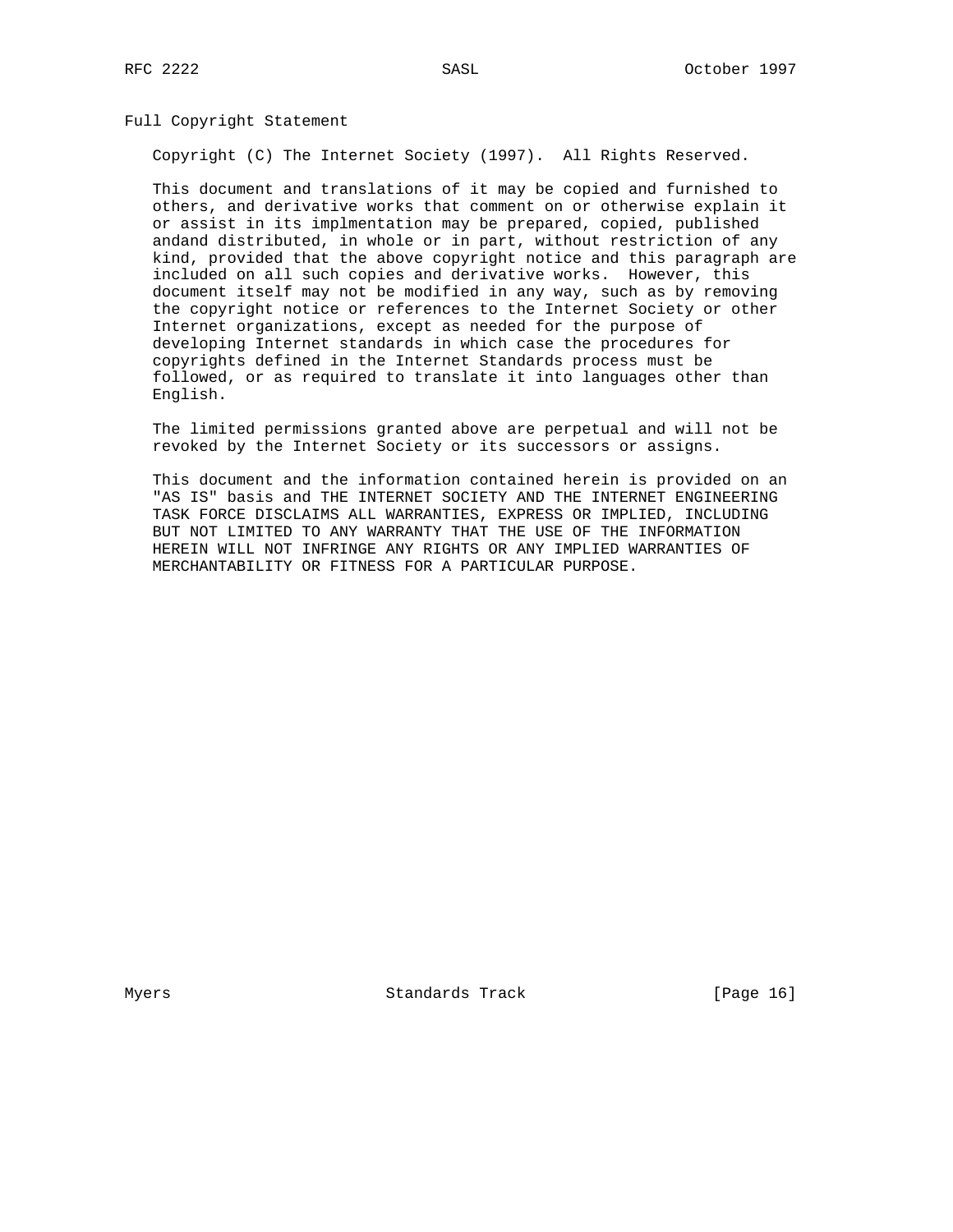## Full Copyright Statement

Copyright (C) The Internet Society (1997). All Rights Reserved.

This document and translations of it may be copied and furnished to others, and derivative works that comment on or otherwise explain it or assist in its implmentation may be prepared, copied, published andand distributed, in whole or in part, without restriction of any kind, provided that the above copyright notice and this paragraph are included on all such copies and derivative works. However, this document itself may not be modified in any way, such as by removing the copyright notice or references to the Internet Society or other Internet organizations, except as needed for the purpose of developing Internet standards in which case the procedures for copyrights defined in the Internet Standards process must be followed, or as required to translate it into languages other than English.

The limited permissions granted above are perpetual and will not be revoked by the Internet Society or its successors or assigns.

This document and the information contained herein is provided on an "AS IS" basis and THE INTERNET SOCIETY AND THE INTERNET ENGINEERING TASK FORCE DISCLAIMS ALL WARRANTIES, EXPRESS OR IMPLIED, INCLUDING BUT NOT LIMITED TO ANY WARRANTY THAT THE USE OF THE INFORMATION HEREIN WILL NOT INFRINGE ANY RIGHTS OR ANY IMPLIED WARRANTIES OF MERCHANTABILITY OR FITNESS FOR A PARTICULAR PURPOSE.